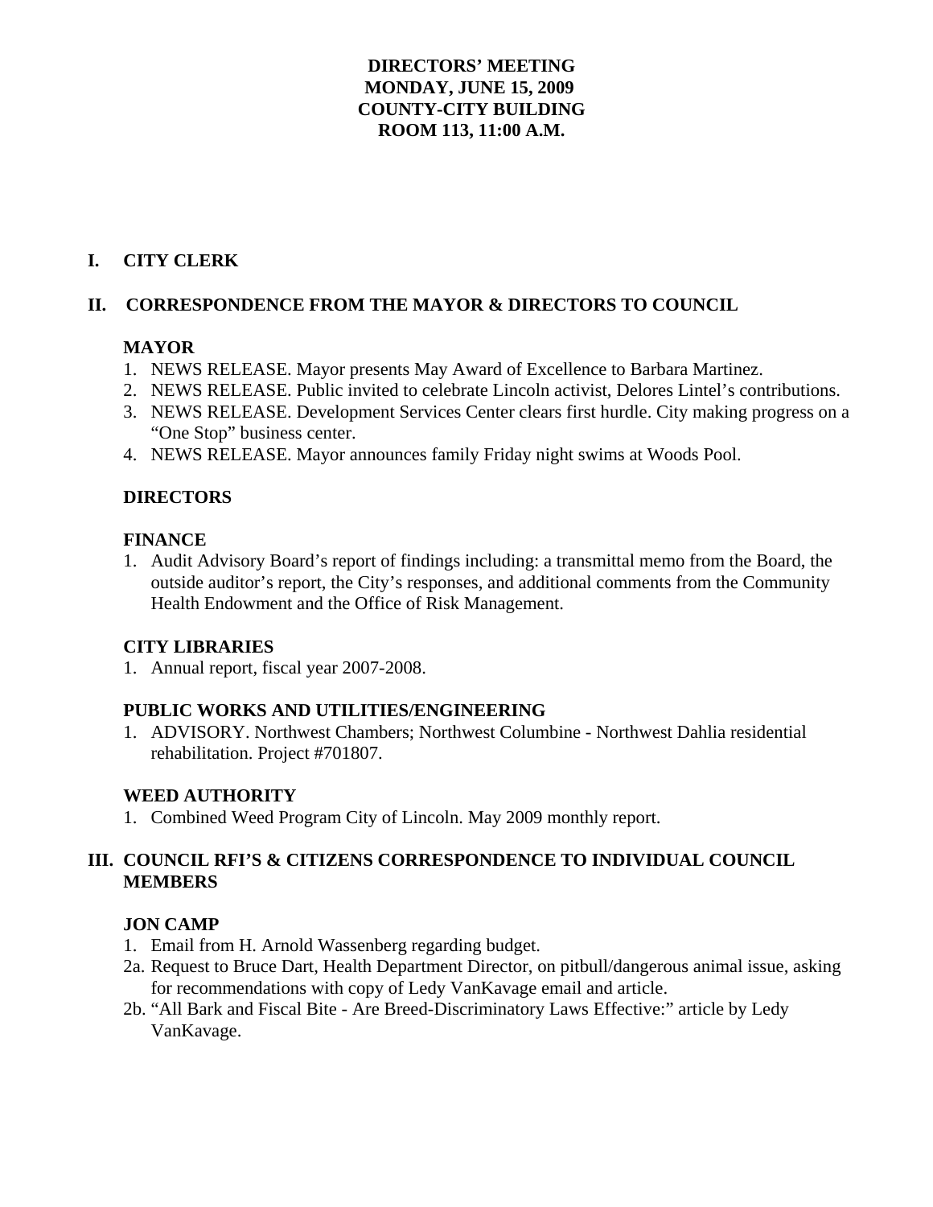**DIRECTORS' MEETING**
**MONDAY, JUNE 15, 2009**
**COUNTY-CITY BUILDING**
**ROOM 113, 11:00 A.M.**

## I. CITY CLERK

## II. CORRESPONDENCE FROM THE MAYOR & DIRECTORS TO COUNCIL

### MAYOR

1. NEWS RELEASE. Mayor presents May Award of Excellence to Barbara Martinez.
2. NEWS RELEASE. Public invited to celebrate Lincoln activist, Delores Lintel's contributions.
3. NEWS RELEASE. Development Services Center clears first hurdle. City making progress on a "One Stop" business center.
4. NEWS RELEASE. Mayor announces family Friday night swims at Woods Pool.

### DIRECTORS

### FINANCE

1. Audit Advisory Board's report of findings including: a transmittal memo from the Board, the outside auditor's report, the City's responses, and additional comments from the Community Health Endowment and the Office of Risk Management.

### CITY LIBRARIES

1. Annual report, fiscal year 2007-2008.

### PUBLIC WORKS AND UTILITIES/ENGINEERING

1. ADVISORY. Northwest Chambers; Northwest Columbine - Northwest Dahlia residential rehabilitation. Project #701807.

### WEED AUTHORITY

1. Combined Weed Program City of Lincoln. May 2009 monthly report.

## III. COUNCIL RFI'S & CITIZENS CORRESPONDENCE TO INDIVIDUAL COUNCIL MEMBERS

### JON CAMP

1. Email from H. Arnold Wassenberg regarding budget.

2a. Request to Bruce Dart, Health Department Director, on pitbull/dangerous animal issue, asking for recommendations with copy of Ledy VanKavage email and article.

2b. "All Bark and Fiscal Bite - Are Breed-Discriminatory Laws Effective:" article by Ledy VanKavage.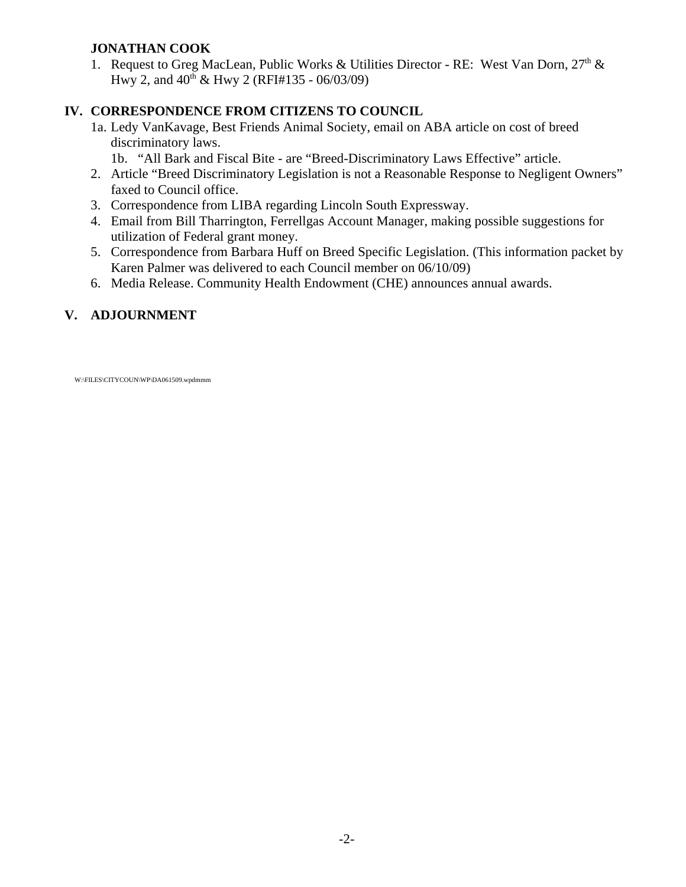**JONATHAN COOK**

1. Request to Greg MacLean, Public Works & Utilities Director - RE: West Van Dorn, 27th & Hwy 2, and 40th & Hwy 2 (RFI#135 - 06/03/09)

## IV. CORRESPONDENCE FROM CITIZENS TO COUNCIL

1a. Ledy VanKavage, Best Friends Animal Society, email on ABA article on cost of breed discriminatory laws.
   1b. "All Bark and Fiscal Bite - are "Breed-Discriminatory Laws Effective" article.
2. Article "Breed Discriminatory Legislation is not a Reasonable Response to Negligent Owners" faxed to Council office.
3. Correspondence from LIBA regarding Lincoln South Expressway.
4. Email from Bill Tharrington, Ferrellgas Account Manager, making possible suggestions for utilization of Federal grant money.
5. Correspondence from Barbara Huff on Breed Specific Legislation. (This information packet by Karen Palmer was delivered to each Council member on 06/10/09)
6. Media Release. Community Health Endowment (CHE) announces annual awards.

## V. ADJOURNMENT

W:\FILES\CITYCOUN\WP\DA061509.wpdmmm